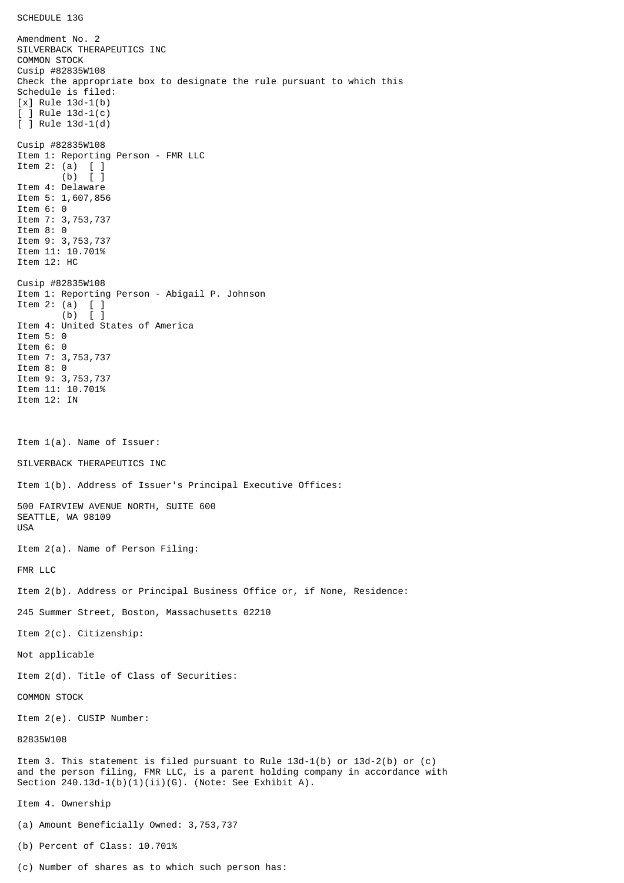SCHEDULE 13G

Amendment No. 2
SILVERBACK THERAPEUTICS INC
COMMON STOCK
Cusip #82835W108
Check the appropriate box to designate the rule pursuant to which this Schedule is filed:
[x] Rule 13d-1(b)
[ ] Rule 13d-1(c)
[ ] Rule 13d-1(d)

Cusip #82835W108
Item 1: Reporting Person - FMR LLC
Item 2: (a) [ ]
(b) [ ]
Item 4: Delaware
Item 5: 1,607,856
Item 6: 0
Item 7: 3,753,737
Item 8: 0
Item 9: 3,753,737
Item 11: 10.701%
Item 12: HC

Cusip #82835W108
Item 1: Reporting Person - Abigail P. Johnson
Item 2: (a) [ ]
(b) [ ]
Item 4: United States of America
Item 5: 0
Item 6: 0
Item 7: 3,753,737
Item 8: 0
Item 9: 3,753,737
Item 11: 10.701%
Item 12: IN

Item 1(a). Name of Issuer:

SILVERBACK THERAPEUTICS INC

Item 1(b). Address of Issuer's Principal Executive Offices:

500 FAIRVIEW AVENUE NORTH, SUITE 600
SEATTLE, WA 98109
USA

Item 2(a). Name of Person Filing:

FMR LLC

Item 2(b). Address or Principal Business Office or, if None, Residence:

245 Summer Street, Boston, Massachusetts 02210

Item 2(c). Citizenship:

Not applicable

Item 2(d). Title of Class of Securities:

COMMON STOCK

Item 2(e). CUSIP Number:

82835W108

Item 3. This statement is filed pursuant to Rule 13d-1(b) or 13d-2(b) or (c) and the person filing, FMR LLC, is a parent holding company in accordance with Section 240.13d-1(b)(1)(ii)(G). (Note: See Exhibit A).

Item 4. Ownership

(a) Amount Beneficially Owned: 3,753,737

(b) Percent of Class: 10.701%

(c) Number of shares as to which such person has: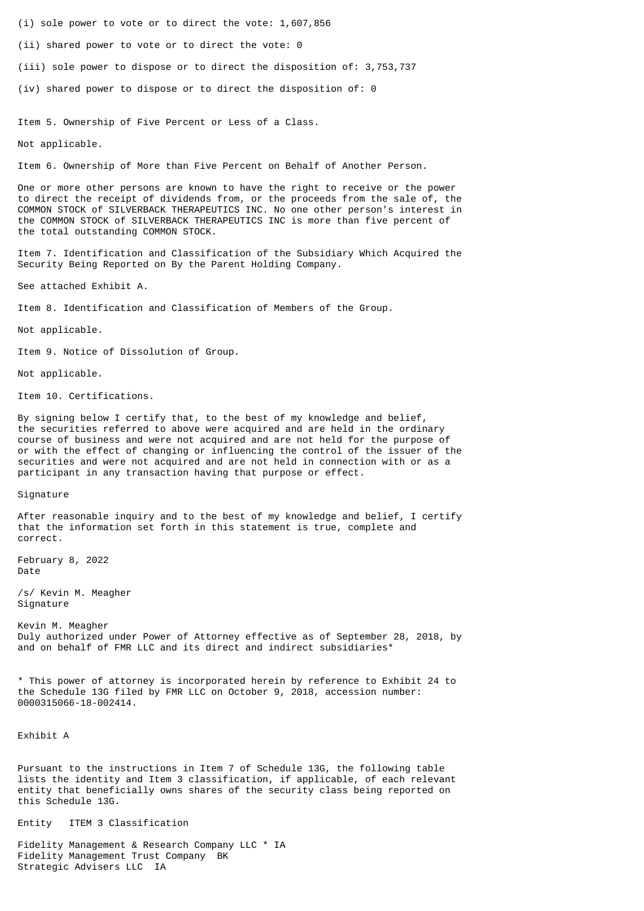(i) sole power to vote or to direct the vote: 1,607,856

(ii) shared power to vote or to direct the vote: 0

(iii) sole power to dispose or to direct the disposition of: 3,753,737

(iv) shared power to dispose or to direct the disposition of: 0

Item 5. Ownership of Five Percent or Less of a Class.

Not applicable.

Item 6. Ownership of More than Five Percent on Behalf of Another Person.

One or more other persons are known to have the right to receive or the power to direct the receipt of dividends from, or the proceeds from the sale of, the COMMON STOCK of SILVERBACK THERAPEUTICS INC. No one other person's interest in the COMMON STOCK of SILVERBACK THERAPEUTICS INC is more than five percent of the total outstanding COMMON STOCK.

Item 7. Identification and Classification of the Subsidiary Which Acquired the Security Being Reported on By the Parent Holding Company.

See attached Exhibit A.

Item 8. Identification and Classification of Members of the Group.

Not applicable.

Item 9. Notice of Dissolution of Group.

Not applicable.

Item 10. Certifications.

By signing below I certify that, to the best of my knowledge and belief, the securities referred to above were acquired and are held in the ordinary course of business and were not acquired and are not held for the purpose of or with the effect of changing or influencing the control of the issuer of the securities and were not acquired and are not held in connection with or as a participant in any transaction having that purpose or effect.

Signature

After reasonable inquiry and to the best of my knowledge and belief, I certify that the information set forth in this statement is true, complete and correct.

February 8, 2022
Date

/s/ Kevin M. Meagher
Signature

Kevin M. Meagher
Duly authorized under Power of Attorney effective as of September 28, 2018, by and on behalf of FMR LLC and its direct and indirect subsidiaries*

* This power of attorney is incorporated herein by reference to Exhibit 24 to the Schedule 13G filed by FMR LLC on October 9, 2018, accession number: 0000315066-18-002414.

Exhibit A

Pursuant to the instructions in Item 7 of Schedule 13G, the following table lists the identity and Item 3 classification, if applicable, of each relevant entity that beneficially owns shares of the security class being reported on this Schedule 13G.

| Entity | ITEM 3 Classification |
|---|---|
| Fidelity Management & Research Company LLC * | IA |
| Fidelity Management Trust Company | BK |
| Strategic Advisers LLC | IA |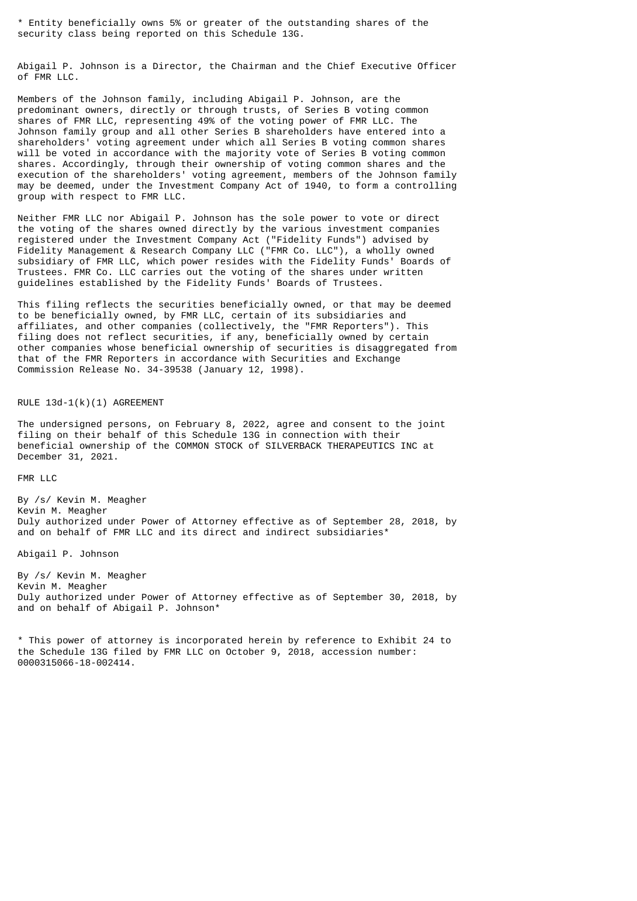* Entity beneficially owns 5% or greater of the outstanding shares of the security class being reported on this Schedule 13G.

Abigail P. Johnson is a Director, the Chairman and the Chief Executive Officer of FMR LLC.

Members of the Johnson family, including Abigail P. Johnson, are the predominant owners, directly or through trusts, of Series B voting common shares of FMR LLC, representing 49% of the voting power of FMR LLC. The Johnson family group and all other Series B shareholders have entered into a shareholders' voting agreement under which all Series B voting common shares will be voted in accordance with the majority vote of Series B voting common shares. Accordingly, through their ownership of voting common shares and the execution of the shareholders' voting agreement, members of the Johnson family may be deemed, under the Investment Company Act of 1940, to form a controlling group with respect to FMR LLC.

Neither FMR LLC nor Abigail P. Johnson has the sole power to vote or direct the voting of the shares owned directly by the various investment companies registered under the Investment Company Act ("Fidelity Funds") advised by Fidelity Management & Research Company LLC ("FMR Co. LLC"), a wholly owned subsidiary of FMR LLC, which power resides with the Fidelity Funds' Boards of Trustees. FMR Co. LLC carries out the voting of the shares under written guidelines established by the Fidelity Funds' Boards of Trustees.

This filing reflects the securities beneficially owned, or that may be deemed to be beneficially owned, by FMR LLC, certain of its subsidiaries and affiliates, and other companies (collectively, the "FMR Reporters"). This filing does not reflect securities, if any, beneficially owned by certain other companies whose beneficial ownership of securities is disaggregated from that of the FMR Reporters in accordance with Securities and Exchange Commission Release No. 34-39538 (January 12, 1998).

RULE 13d-1(k)(1) AGREEMENT

The undersigned persons, on February 8, 2022, agree and consent to the joint filing on their behalf of this Schedule 13G in connection with their beneficial ownership of the COMMON STOCK of SILVERBACK THERAPEUTICS INC at December 31, 2021.

FMR LLC

By /s/ Kevin M. Meagher
Kevin M. Meagher
Duly authorized under Power of Attorney effective as of September 28, 2018, by and on behalf of FMR LLC and its direct and indirect subsidiaries*

Abigail P. Johnson

By /s/ Kevin M. Meagher
Kevin M. Meagher
Duly authorized under Power of Attorney effective as of September 30, 2018, by and on behalf of Abigail P. Johnson*

* This power of attorney is incorporated herein by reference to Exhibit 24 to the Schedule 13G filed by FMR LLC on October 9, 2018, accession number: 0000315066-18-002414.